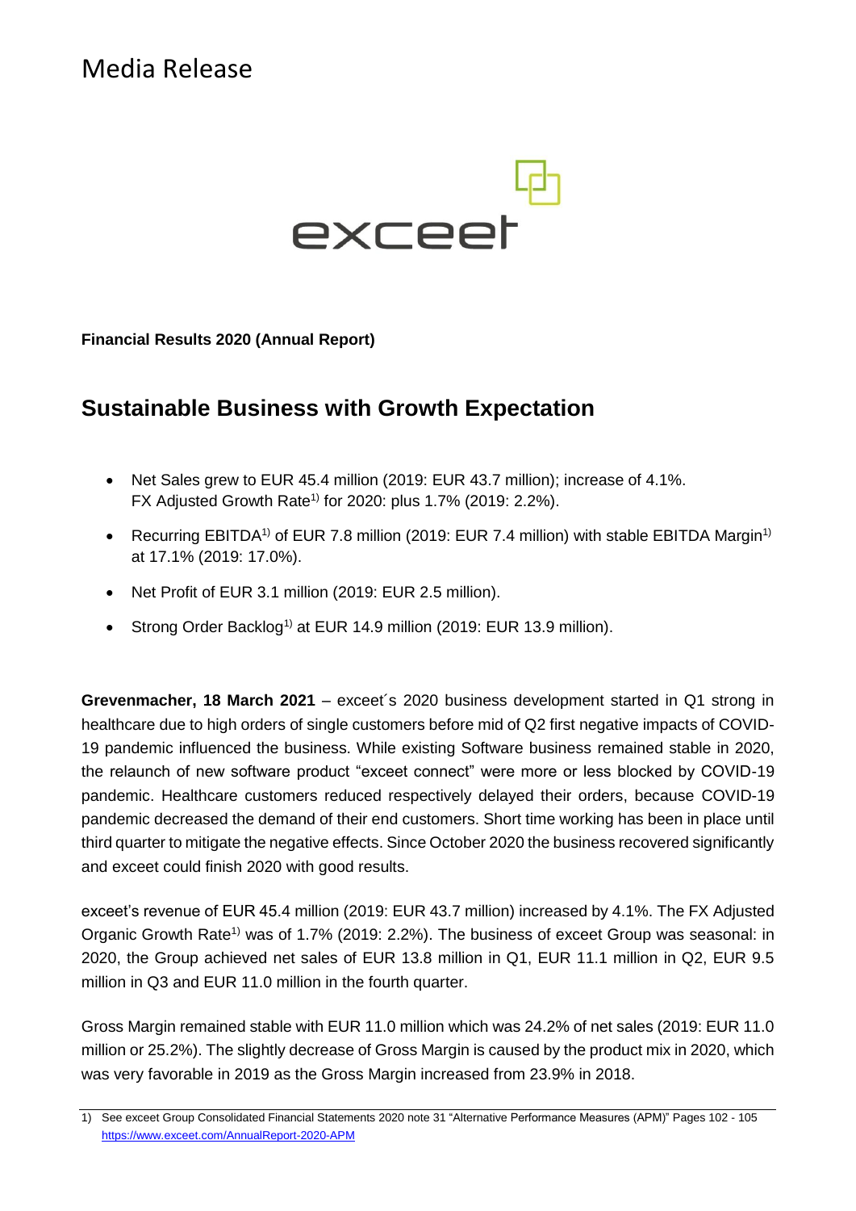# Media Release

exceet

**Financial Results 2020 (Annual Report)**

## Sustainable Business with Growth Expectation

- Net Sales grew to EUR 45.4 million (2019: EUR 43.7 million); increase of 4.1%. FX Adjusted Growth Rate[1] for 2020: plus 1.7% (2019: 2.2%).
- Recurring EBITDA[1] of EUR 7.8 million (2019: EUR 7.4 million) with stable EBITDA Margin[1] at 17.1% (2019: 17.0%).
- Net Profit of EUR 3.1 million (2019: EUR 2.5 million).
- Strong Order Backlog[1] at EUR 14.9 million (2019: EUR 13.9 million).

**Grevenmacher, 18 March 2021** – exceet´s 2020 business development started in Q1 strong in healthcare due to high orders of single customers before mid of Q2 first negative impacts of COVID-19 pandemic influenced the business. While existing Software business remained stable in 2020, the relaunch of new software product "exceet connect" were more or less blocked by COVID-19 pandemic. Healthcare customers reduced respectively delayed their orders, because COVID-19 pandemic decreased the demand of their end customers. Short time working has been in place until third quarter to mitigate the negative effects. Since October 2020 the business recovered significantly and exceet could finish 2020 with good results.

exceet's revenue of EUR 45.4 million (2019: EUR 43.7 million) increased by 4.1%. The FX Adjusted Organic Growth Rate[1] was of 1.7% (2019: 2.2%). The business of exceet Group was seasonal: in 2020, the Group achieved net sales of EUR 13.8 million in Q1, EUR 11.1 million in Q2, EUR 9.5 million in Q3 and EUR 11.0 million in the fourth quarter.

Gross Margin remained stable with EUR 11.0 million which was 24.2% of net sales (2019: EUR 11.0 million or 25.2%). The slightly decrease of Gross Margin is caused by the product mix in 2020, which was very favorable in 2019 as the Gross Margin increased from 23.9% in 2018.

1) See exceet Group Consolidated Financial Statements 2020 note 31 "Alternative Performance Measures (APM)" Pages 102 - 105 https://www.exceet.com/AnnualReport-2020-APM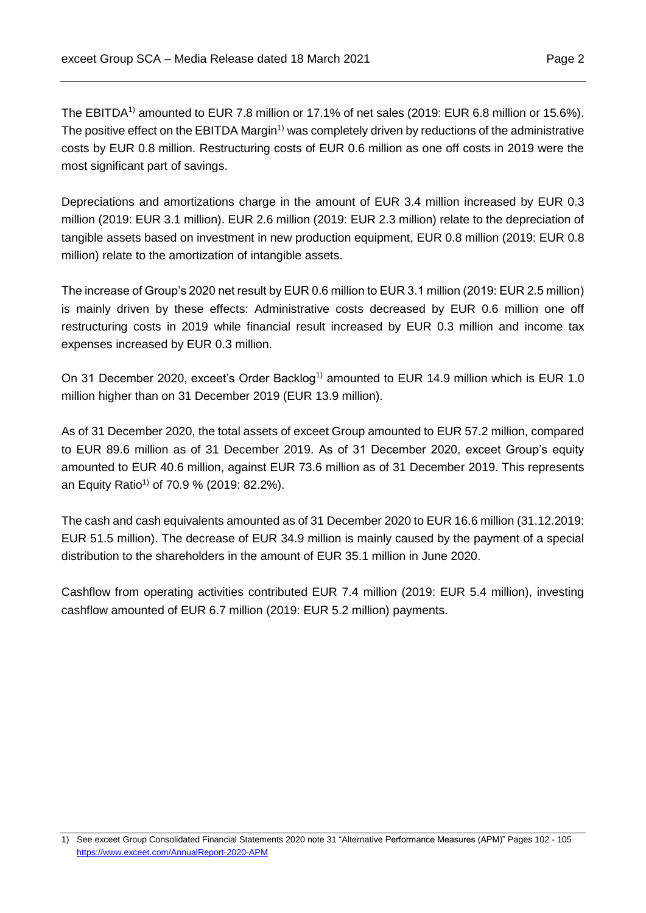The EBITDA[1)] amounted to EUR 7.8 million or 17.1% of net sales (2019: EUR 6.8 million or 15.6%). The positive effect on the EBITDA Margin[1)] was completely driven by reductions of the administrative costs by EUR 0.8 million. Restructuring costs of EUR 0.6 million as one off costs in 2019 were the most significant part of savings.

Depreciations and amortizations charge in the amount of EUR 3.4 million increased by EUR 0.3 million (2019: EUR 3.1 million). EUR 2.6 million (2019: EUR 2.3 million) relate to the depreciation of tangible assets based on investment in new production equipment, EUR 0.8 million (2019: EUR 0.8 million) relate to the amortization of intangible assets.

The increase of Group's 2020 net result by EUR 0.6 million to EUR 3.1 million (2019: EUR 2.5 million) is mainly driven by these effects: Administrative costs decreased by EUR 0.6 million one off restructuring costs in 2019 while financial result increased by EUR 0.3 million and income tax expenses increased by EUR 0.3 million.

On 31 December 2020, exceet's Order Backlog[1)] amounted to EUR 14.9 million which is EUR 1.0 million higher than on 31 December 2019 (EUR 13.9 million).

As of 31 December 2020, the total assets of exceet Group amounted to EUR 57.2 million, compared to EUR 89.6 million as of 31 December 2019. As of 31 December 2020, exceet Group's equity amounted to EUR 40.6 million, against EUR 73.6 million as of 31 December 2019. This represents an Equity Ratio[1)] of 70.9 % (2019: 82.2%).

The cash and cash equivalents amounted as of 31 December 2020 to EUR 16.6 million (31.12.2019: EUR 51.5 million). The decrease of EUR 34.9 million is mainly caused by the payment of a special distribution to the shareholders in the amount of EUR 35.1 million in June 2020.

Cashflow from operating activities contributed EUR 7.4 million (2019: EUR 5.4 million), investing cashflow amounted of EUR 6.7 million (2019: EUR 5.2 million) payments.

---

1) See exceet Group Consolidated Financial Statements 2020 note 31 "Alternative Performance Measures (APM)" Pages 102 - 105 https://www.exceet.com/AnnualReport-2020-APM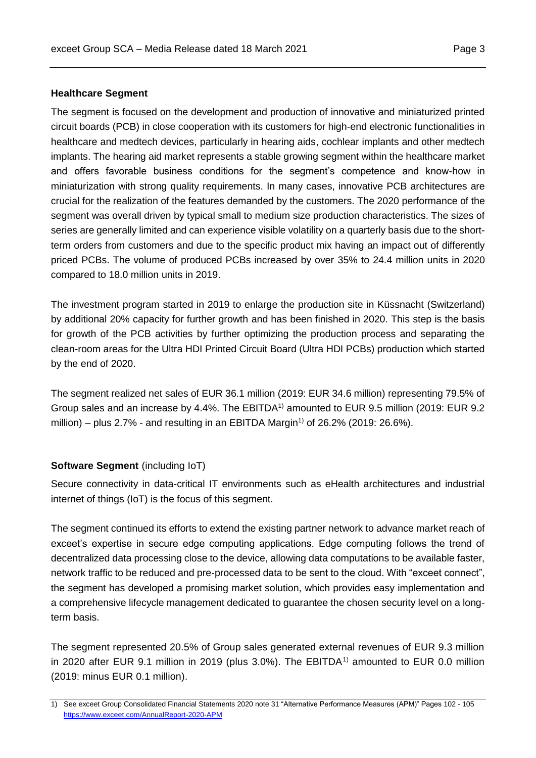**Healthcare Segment**

The segment is focused on the development and production of innovative and miniaturized printed circuit boards (PCB) in close cooperation with its customers for high-end electronic functionalities in healthcare and medtech devices, particularly in hearing aids, cochlear implants and other medtech implants. The hearing aid market represents a stable growing segment within the healthcare market and offers favorable business conditions for the segment's competence and know-how in miniaturization with strong quality requirements. In many cases, innovative PCB architectures are crucial for the realization of the features demanded by the customers. The 2020 performance of the segment was overall driven by typical small to medium size production characteristics. The sizes of series are generally limited and can experience visible volatility on a quarterly basis due to the short-term orders from customers and due to the specific product mix having an impact out of differently priced PCBs. The volume of produced PCBs increased by over 35% to 24.4 million units in 2020 compared to 18.0 million units in 2019.

The investment program started in 2019 to enlarge the production site in Küssnacht (Switzerland) by additional 20% capacity for further growth and has been finished in 2020. This step is the basis for growth of the PCB activities by further optimizing the production process and separating the clean-room areas for the Ultra HDI Printed Circuit Board (Ultra HDI PCBs) production which started by the end of 2020.

The segment realized net sales of EUR 36.1 million (2019: EUR 34.6 million) representing 79.5% of Group sales and an increase by 4.4%. The EBITDA[1)] amounted to EUR 9.5 million (2019: EUR 9.2 million) – plus 2.7% - and resulting in an EBITDA Margin[1)] of 26.2% (2019: 26.6%).

**Software Segment** (including IoT)

Secure connectivity in data-critical IT environments such as eHealth architectures and industrial internet of things (IoT) is the focus of this segment.

The segment continued its efforts to extend the existing partner network to advance market reach of exceet's expertise in secure edge computing applications. Edge computing follows the trend of decentralized data processing close to the device, allowing data computations to be available faster, network traffic to be reduced and pre-processed data to be sent to the cloud. With "exceet connect", the segment has developed a promising market solution, which provides easy implementation and a comprehensive lifecycle management dedicated to guarantee the chosen security level on a long-term basis.

The segment represented 20.5% of Group sales generated external revenues of EUR 9.3 million in 2020 after EUR 9.1 million in 2019 (plus 3.0%). The EBITDA[1)] amounted to EUR 0.0 million (2019: minus EUR 0.1 million).

---

1) See exceet Group Consolidated Financial Statements 2020 note 31 "Alternative Performance Measures (APM)" Pages 102 - 105 https://www.exceet.com/AnnualReport-2020-APM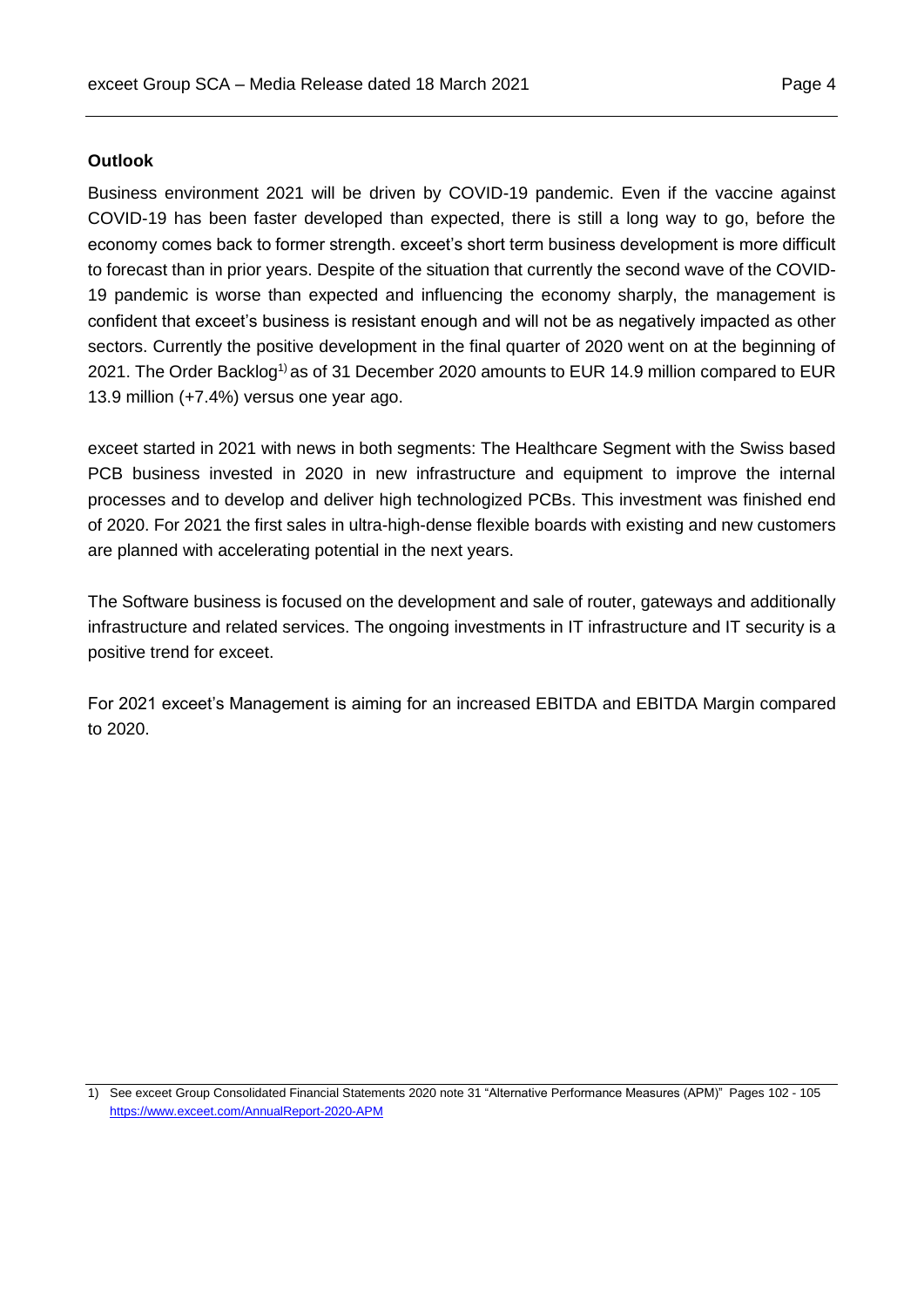**Outlook**

Business environment 2021 will be driven by COVID-19 pandemic. Even if the vaccine against COVID-19 has been faster developed than expected, there is still a long way to go, before the economy comes back to former strength. exceet's short term business development is more difficult to forecast than in prior years. Despite of the situation that currently the second wave of the COVID-19 pandemic is worse than expected and influencing the economy sharply, the management is confident that exceet's business is resistant enough and will not be as negatively impacted as other sectors. Currently the positive development in the final quarter of 2020 went on at the beginning of 2021. The Order Backlog[1)] as of 31 December 2020 amounts to EUR 14.9 million compared to EUR 13.9 million (+7.4%) versus one year ago.

exceet started in 2021 with news in both segments: The Healthcare Segment with the Swiss based PCB business invested in 2020 in new infrastructure and equipment to improve the internal processes and to develop and deliver high technologized PCBs. This investment was finished end of 2020. For 2021 the first sales in ultra-high-dense flexible boards with existing and new customers are planned with accelerating potential in the next years.

The Software business is focused on the development and sale of router, gateways and additionally infrastructure and related services. The ongoing investments in IT infrastructure and IT security is a positive trend for exceet.

For 2021 exceet's Management is aiming for an increased EBITDA and EBITDA Margin compared to 2020.

1) See exceet Group Consolidated Financial Statements 2020 note 31 "Alternative Performance Measures (APM)" Pages 102 - 105 https://www.exceet.com/AnnualReport-2020-APM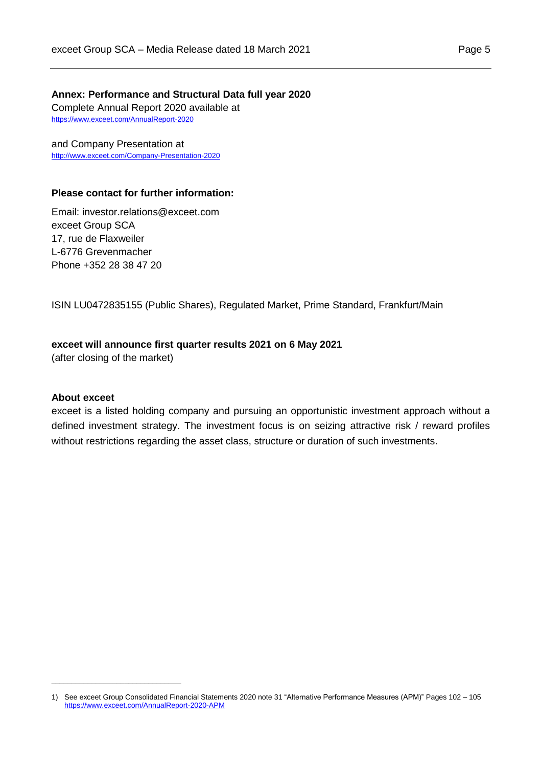**Annex: Performance and Structural Data full year 2020**

Complete Annual Report 2020 available at
https://www.exceet.com/AnnualReport-2020

and Company Presentation at
http://www.exceet.com/Company-Presentation-2020

**Please contact for further information:**

Email: investor.relations@exceet.com
exceet Group SCA
17, rue de Flaxweiler
L-6776 Grevenmacher
Phone +352 28 38 47 20

ISIN LU0472835155 (Public Shares), Regulated Market, Prime Standard, Frankfurt/Main

**exceet will announce first quarter results 2021 on 6 May 2021**
(after closing of the market)

**About exceet**

exceet is a listed holding company and pursuing an opportunistic investment approach without a defined investment strategy. The investment focus is on seizing attractive risk / reward profiles without restrictions regarding the asset class, structure or duration of such investments.

---

1) See exceet Group Consolidated Financial Statements 2020 note 31 "Alternative Performance Measures (APM)" Pages 102 – 105 https://www.exceet.com/AnnualReport-2020-APM